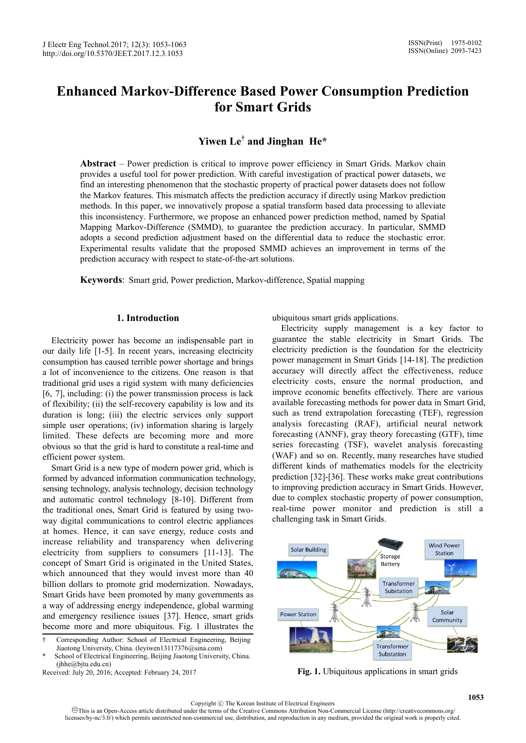# Enhanced Markov-Difference Based Power Consumption Prediction for Smart Grids

**Yiwen Le† and Jinghan He***

**Abstract** – Power prediction is critical to improve power efficiency in Smart Grids. Markov chain provides a useful tool for power prediction. With careful investigation of practical power datasets, we find an interesting phenomenon that the stochastic property of practical power datasets does not follow the Markov features. This mismatch affects the prediction accuracy if directly using Markov prediction methods. In this paper, we innovatively propose a spatial transform based data processing to alleviate this inconsistency. Furthermore, we propose an enhanced power prediction method, named by Spatial Mapping Markov-Difference (SMMD), to guarantee the prediction accuracy. In particular, SMMD adopts a second prediction adjustment based on the differential data to reduce the stochastic error. Experimental results validate that the proposed SMMD achieves an improvement in terms of the prediction accuracy with respect to state-of-the-art solutions.

**Keywords**: Smart grid, Power prediction, Markov-difference, Spatial mapping

## 1. Introduction

Electricity power has become an indispensable part in our daily life [1-5]. In recent years, increasing electricity consumption has caused terrible power shortage and brings a lot of inconvenience to the citizens. One reason is that traditional grid uses a rigid system with many deficiencies [6, 7], including: (i) the power transmission process is lack of flexibility; (ii) the self-recovery capability is low and its duration is long; (iii) the electric services only support simple user operations; (iv) information sharing is largely limited. These defects are becoming more and more obvious so that the grid is hard to constitute a real-time and efficient power system.

Smart Grid is a new type of modern power grid, which is formed by advanced information communication technology, sensing technology, analysis technology, decision technology and automatic control technology [8-10]. Different from the traditional ones, Smart Grid is featured by using two-way digital communications to control electric appliances at homes. Hence, it can save energy, reduce costs and increase reliability and transparency when delivering electricity from suppliers to consumers [11-13]. The concept of Smart Grid is originated in the United States, which announced that they would invest more than 40 billion dollars to promote grid modernization. Nowadays, Smart Grids have been promoted by many governments as a way of addressing energy independence, global warming and emergency resilience issues [37]. Hence, smart grids become more and more ubiquitous. Fig. 1 illustrates the ubiquitous smart grids applications.

Electricity supply management is a key factor to guarantee the stable electricity in Smart Grids. The electricity prediction is the foundation for the electricity power management in Smart Grids [14-18]. The prediction accuracy will directly affect the effectiveness, reduce electricity costs, ensure the normal production, and improve economic benefits effectively. There are various available forecasting methods for power data in Smart Grid, such as trend extrapolation forecasting (TEF), regression analysis forecasting (RAF), artificial neural network forecasting (ANNF), gray theory forecasting (GTF), time series forecasting (TSF), wavelet analysis forecasting (WAF) and so on. Recently, many researches have studied different kinds of mathematics models for the electricity prediction [32]-[36]. These works make great contributions to improving prediction accuracy in Smart Grids. However, due to complex stochastic property of power consumption, real-time power monitor and prediction is still a challenging task in Smart Grids.

**Fig. 1.** Ubiquitous applications in smart grids

† Corresponding Author: School of Electrical Engineering, Beijing Jiaotong University, China. (leyiwen13117376@sina.com)

\* School of Electrical Engineering, Beijing Jiaotong University, China. (jhhe@bjtu.edu.cn)

Received: July 20, 2016; Accepted: February 24, 2017

Copyright ⓒ The Korean Institute of Electrical Engineers

This is an Open-Access article distributed under the terms of the Creative Commons Attribution Non-Commercial License (http://creativecommons.org/licenses/by-nc/3.0/) which permits unrestricted non-commercial use, distribution, and reproduction in any medium, provided the original work is properly cited.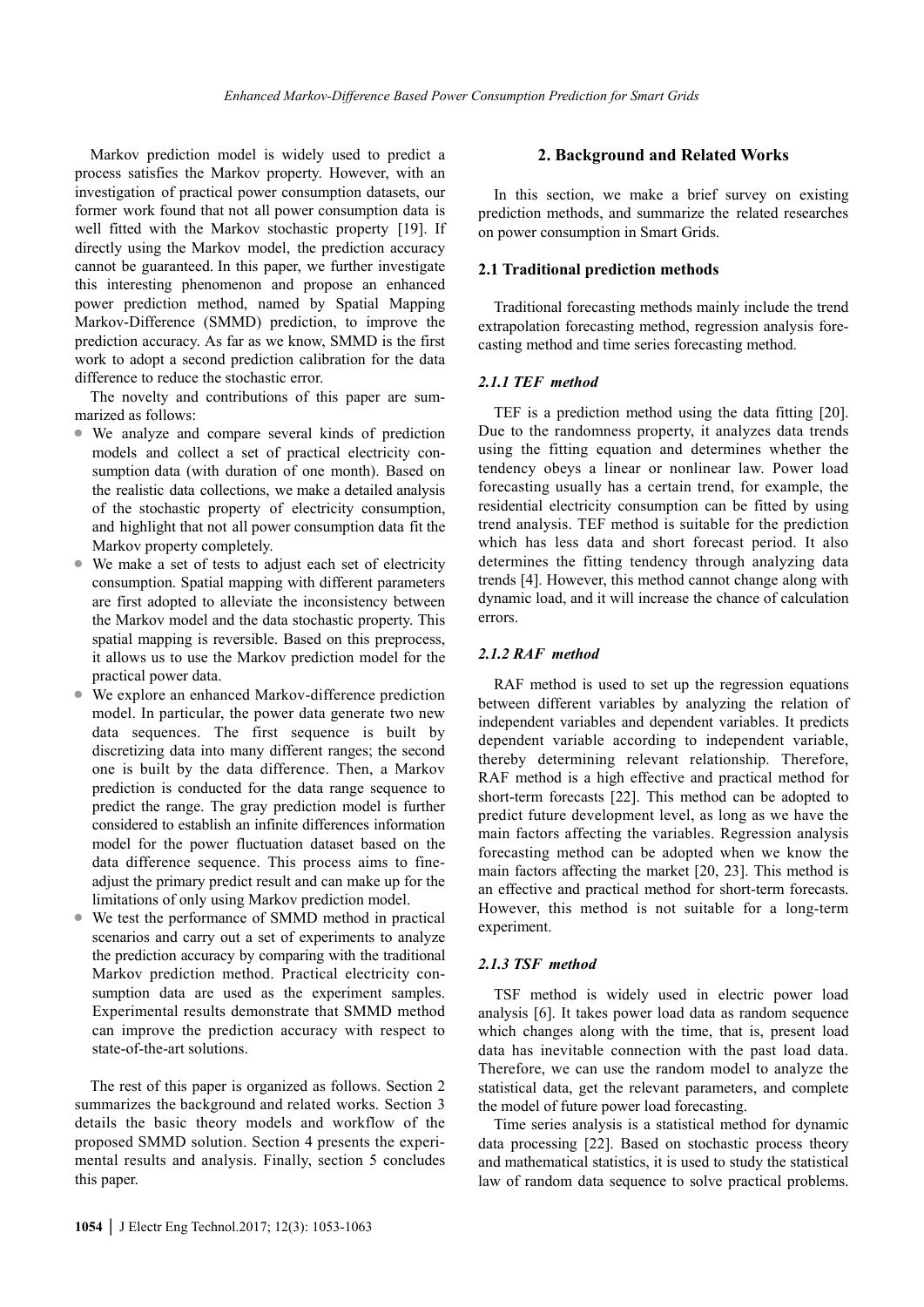Markov prediction model is widely used to predict a process satisfies the Markov property. However, with an investigation of practical power consumption datasets, our former work found that not all power consumption data is well fitted with the Markov stochastic property [19]. If directly using the Markov model, the prediction accuracy cannot be guaranteed. In this paper, we further investigate this interesting phenomenon and propose an enhanced power prediction method, named by Spatial Mapping Markov-Difference (SMMD) prediction, to improve the prediction accuracy. As far as we know, SMMD is the first work to adopt a second prediction calibration for the data difference to reduce the stochastic error.

The novelty and contributions of this paper are summarized as follows:

- We analyze and compare several kinds of prediction models and collect a set of practical electricity consumption data (with duration of one month). Based on the realistic data collections, we make a detailed analysis of the stochastic property of electricity consumption, and highlight that not all power consumption data fit the Markov property completely.
- We make a set of tests to adjust each set of electricity consumption. Spatial mapping with different parameters are first adopted to alleviate the inconsistency between the Markov model and the data stochastic property. This spatial mapping is reversible. Based on this preprocess, it allows us to use the Markov prediction model for the practical power data.
- We explore an enhanced Markov-difference prediction model. In particular, the power data generate two new data sequences. The first sequence is built by discretizing data into many different ranges; the second one is built by the data difference. Then, a Markov prediction is conducted for the data range sequence to predict the range. The gray prediction model is further considered to establish an infinite differences information model for the power fluctuation dataset based on the data difference sequence. This process aims to fine-adjust the primary predict result and can make up for the limitations of only using Markov prediction model.
- We test the performance of SMMD method in practical scenarios and carry out a set of experiments to analyze the prediction accuracy by comparing with the traditional Markov prediction method. Practical electricity consumption data are used as the experiment samples. Experimental results demonstrate that SMMD method can improve the prediction accuracy with respect to state-of-the-art solutions.

The rest of this paper is organized as follows. Section 2 summarizes the background and related works. Section 3 details the basic theory models and workflow of the proposed SMMD solution. Section 4 presents the experimental results and analysis. Finally, section 5 concludes this paper.

## 2. Background and Related Works

In this section, we make a brief survey on existing prediction methods, and summarize the related researches on power consumption in Smart Grids.

### 2.1 Traditional prediction methods

Traditional forecasting methods mainly include the trend extrapolation forecasting method, regression analysis forecasting method and time series forecasting method.

#### *2.1.1 TEF method*

TEF is a prediction method using the data fitting [20]. Due to the randomness property, it analyzes data trends using the fitting equation and determines whether the tendency obeys a linear or nonlinear law. Power load forecasting usually has a certain trend, for example, the residential electricity consumption can be fitted by using trend analysis. TEF method is suitable for the prediction which has less data and short forecast period. It also determines the fitting tendency through analyzing data trends [4]. However, this method cannot change along with dynamic load, and it will increase the chance of calculation errors.

#### *2.1.2 RAF method*

RAF method is used to set up the regression equations between different variables by analyzing the relation of independent variables and dependent variables. It predicts dependent variable according to independent variable, thereby determining relevant relationship. Therefore, RAF method is a high effective and practical method for short-term forecasts [22]. This method can be adopted to predict future development level, as long as we have the main factors affecting the variables. Regression analysis forecasting method can be adopted when we know the main factors affecting the market [20, 23]. This method is an effective and practical method for short-term forecasts. However, this method is not suitable for a long-term experiment.

#### *2.1.3 TSF method*

TSF method is widely used in electric power load analysis [6]. It takes power load data as random sequence which changes along with the time, that is, present load data has inevitable connection with the past load data. Therefore, we can use the random model to analyze the statistical data, get the relevant parameters, and complete the model of future power load forecasting.

Time series analysis is a statistical method for dynamic data processing [22]. Based on stochastic process theory and mathematical statistics, it is used to study the statistical law of random data sequence to solve practical problems.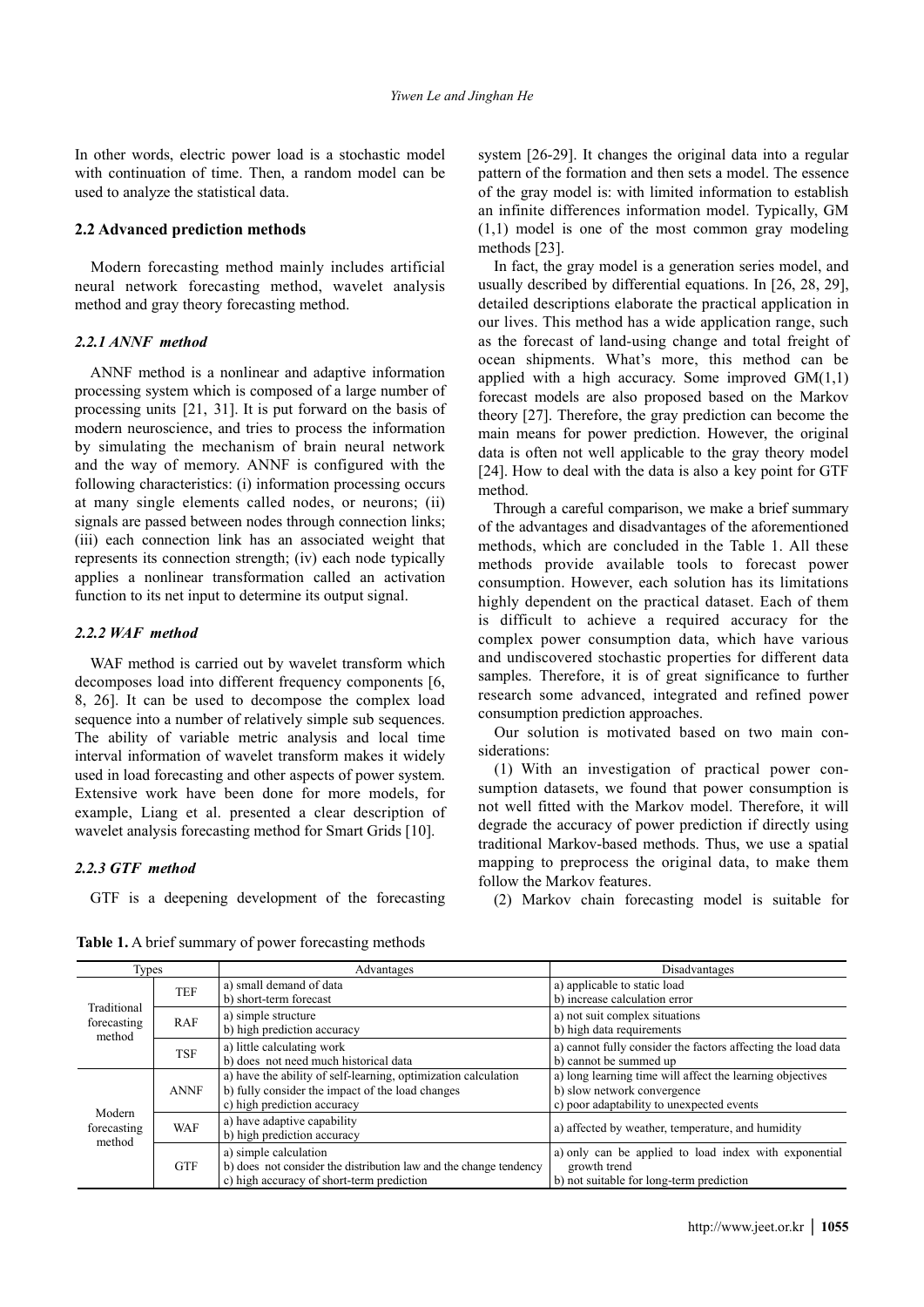In other words, electric power load is a stochastic model with continuation of time. Then, a random model can be used to analyze the statistical data.

### 2.2 Advanced prediction methods

Modern forecasting method mainly includes artificial neural network forecasting method, wavelet analysis method and gray theory forecasting method.

#### *2.2.1 ANNF method*

ANNF method is a nonlinear and adaptive information processing system which is composed of a large number of processing units [21, 31]. It is put forward on the basis of modern neuroscience, and tries to process the information by simulating the mechanism of brain neural network and the way of memory. ANNF is configured with the following characteristics: (i) information processing occurs at many single elements called nodes, or neurons; (ii) signals are passed between nodes through connection links; (iii) each connection link has an associated weight that represents its connection strength; (iv) each node typically applies a nonlinear transformation called an activation function to its net input to determine its output signal.

#### *2.2.2 WAF method*

WAF method is carried out by wavelet transform which decomposes load into different frequency components [6, 8, 26]. It can be used to decompose the complex load sequence into a number of relatively simple sub sequences. The ability of variable metric analysis and local time interval information of wavelet transform makes it widely used in load forecasting and other aspects of power system. Extensive work have been done for more models, for example, Liang et al. presented a clear description of wavelet analysis forecasting method for Smart Grids [10].

#### *2.2.3 GTF method*

GTF is a deepening development of the forecasting system [26-29]. It changes the original data into a regular pattern of the formation and then sets a model. The essence of the gray model is: with limited information to establish an infinite differences information model. Typically, GM (1,1) model is one of the most common gray modeling methods [23].

In fact, the gray model is a generation series model, and usually described by differential equations. In [26, 28, 29], detailed descriptions elaborate the practical application in our lives. This method has a wide application range, such as the forecast of land-using change and total freight of ocean shipments. What's more, this method can be applied with a high accuracy. Some improved GM(1,1) forecast models are also proposed based on the Markov theory [27]. Therefore, the gray prediction can become the main means for power prediction. However, the original data is often not well applicable to the gray theory model [24]. How to deal with the data is also a key point for GTF method.

Through a careful comparison, we make a brief summary of the advantages and disadvantages of the aforementioned methods, which are concluded in the Table 1. All these methods provide available tools to forecast power consumption. However, each solution has its limitations highly dependent on the practical dataset. Each of them is difficult to achieve a required accuracy for the complex power consumption data, which have various and undiscovered stochastic properties for different data samples. Therefore, it is of great significance to further research some advanced, integrated and refined power consumption prediction approaches.

Our solution is motivated based on two main considerations:

(1) With an investigation of practical power consumption datasets, we found that power consumption is not well fitted with the Markov model. Therefore, it will degrade the accuracy of power prediction if directly using traditional Markov-based methods. Thus, we use a spatial mapping to preprocess the original data, to make them follow the Markov features.

(2) Markov chain forecasting model is suitable for

**Table 1.** A brief summary of power forecasting methods

| Types | | Advantages | Disadvantages |
|---|---|---|---|
| Traditional forecasting method | TEF | a) small demand of data<br>b) short-term forecast | a) applicable to static load<br>b) increase calculation error |
| | RAF | a) simple structure<br>b) high prediction accuracy | a) not suit complex situations<br>b) high data requirements |
| | TSF | a) little calculating work<br>b) does not need much historical data | a) cannot fully consider the factors affecting the load data<br>b) cannot be summed up |
| Modern forecasting method | ANNF | a) have the ability of self-learning, optimization calculation<br>b) fully consider the impact of the load changes<br>c) high prediction accuracy | a) long learning time will affect the learning objectives<br>b) slow network convergence<br>c) poor adaptability to unexpected events |
| | WAF | a) have adaptive capability<br>b) high prediction accuracy | a) affected by weather, temperature, and humidity |
| | GTF | a) simple calculation<br>b) does not consider the distribution law and the change tendency<br>c) high accuracy of short-term prediction | a) only can be applied to load index with exponential growth trend<br>b) not suitable for long-term prediction |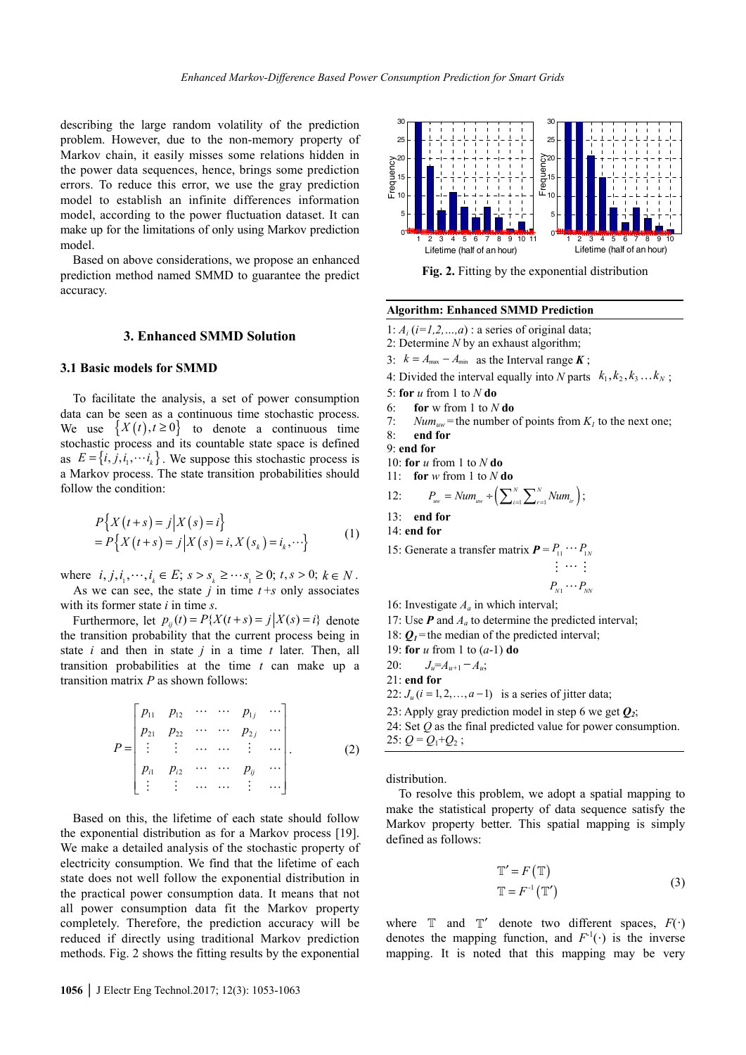describing the large random volatility of the prediction problem. However, due to the non-memory property of Markov chain, it easily misses some relations hidden in the power data sequences, hence, brings some prediction errors. To reduce this error, we use the gray prediction model to establish an infinite differences information model, according to the power fluctuation dataset. It can make up for the limitations of only using Markov prediction model.

Based on above considerations, we propose an enhanced prediction method named SMMD to guarantee the predict accuracy.

## 3. Enhanced SMMD Solution

### 3.1 Basic models for SMMD

To facilitate the analysis, a set of power consumption data can be seen as a continuous time stochastic process. We use $\{X(t), t \geq 0\}$ to denote a continuous time stochastic process and its countable state space is defined as $E = \{i, j, i_1, \cdots i_k\}$. We suppose this stochastic process is a Markov process. The state transition probabilities should follow the condition:

$$
\begin{aligned}
&P\{X(t+s) = j \mid X(s) = i\} \\
&= P\{X(t+s) = j \mid X(s) = i, X(s_k) = i_k, \cdots\}
\end{aligned} \tag{1}
$$

where $i, j, i_1, \cdots, i_k \in E;\ s > s_k \geq \cdots s_1 \geq 0;\ t, s > 0;\ k \in N$.

As we can see, the state $j$ in time $t+s$ only associates with its former state $i$ in time $s$.

Furthermore, let $p_{ij}(t) = P\{X(t+s) = j \mid X(s) = i\}$ denote the transition probability that the current process being in state $i$ and then in state $j$ in a time $t$ later. Then, all transition probabilities at the time $t$ can make up a transition matrix $P$ as shown follows:

$$
P = \begin{bmatrix}
p_{11} & p_{12} & \cdots & \cdots & p_{1j} & \cdots \\
p_{21} & p_{22} & \cdots & \cdots & p_{2j} & \cdots \\
\vdots & \vdots & \cdots & \cdots & \vdots & \cdots \\
p_{i1} & p_{i2} & \cdots & \cdots & p_{ij} & \cdots \\
\vdots & \vdots & \cdots & \cdots & \vdots & \cdots
\end{bmatrix}. \tag{2}
$$

Based on this, the lifetime of each state should follow the exponential distribution as for a Markov process [19]. We make a detailed analysis of the stochastic property of electricity consumption. We find that the lifetime of each state does not well follow the exponential distribution in the practical power consumption data. It means that not all power consumption data fit the Markov property completely. Therefore, the prediction accuracy will be reduced if directly using traditional Markov prediction methods. Fig. 2 shows the fitting results by the exponential distribution.

**Fig. 2.** Fitting by the exponential distribution

**Algorithm: Enhanced SMMD Prediction**

1: $A_i$ $(i=1,2,\ldots,a)$ : a series of original data;  
2: Determine $N$ by an exhaust algorithm;  
3: $k = A_{\max} - A_{\min}$ as the Interval range $\boldsymbol{K}$ ;  
4: Divided the interval equally into $N$ parts $k_1, k_2, k_3 \ldots k_N$ ;  
5: **for** $u$ from 1 to $N$ **do**  
6: **for** w from 1 to $N$ **do**  
7: $Num_{uw}$ = the number of points from $K_1$ to the next one;  
8: **end for**  
9: **end for**  
10: **for** $u$ from 1 to $N$ **do**  
11: **for** $w$ from 1 to $N$ **do**  
12: $P_{uw} = Num_{uw} \div \left( \sum_{i=1}^{N} \sum_{r=1}^{N} Num_{ir} \right)$;  
13: **end for**  
14: **end for**  
15: Generate a transfer matrix $\boldsymbol{P} = \begin{matrix} P_{11} & \cdots & P_{1N} \\ \vdots & \cdots & \vdots \\ P_{N1} & \cdots & P_{NN} \end{matrix}$  
16: Investigate $A_a$ in which interval;  
17: Use $\boldsymbol{P}$ and $A_a$ to determine the predicted interval;  
18: $\boldsymbol{Q_1}$ = the median of the predicted interval;  
19: **for** $u$ from 1 to $(a$-1) **do**  
20: $J_u = A_{u+1} - A_u$;  
21: **end for**  
22: $J_u$ $(i = 1, 2, \ldots, a-1)$ is a series of jitter data;  
23: Apply gray prediction model in step 6 we get $\boldsymbol{Q_2}$;  
24: Set $Q$ as the final predicted value for power consumption.  
25: $Q = Q_1 + Q_2$ ;

distribution.

To resolve this problem, we adopt a spatial mapping to make the statistical property of data sequence satisfy the Markov property better. This spatial mapping is simply defined as follows:

$$
\begin{aligned}
\mathbb{T}' &= F(\mathbb{T}) \\
\mathbb{T} &= F^{-1}(\mathbb{T}')
\end{aligned} \tag{3}
$$

where $\mathbb{T}$ and $\mathbb{T}'$ denote two different spaces, $F(\cdot)$ denotes the mapping function, and $F^{-1}(\cdot)$ is the inverse mapping. It is noted that this mapping may be very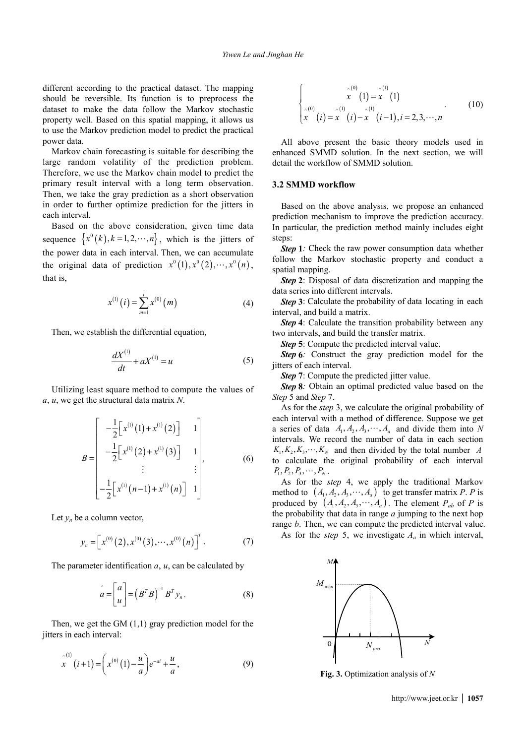different according to the practical dataset. The mapping should be reversible. Its function is to preprocess the dataset to make the data follow the Markov stochastic property well. Based on this spatial mapping, it allows us to use the Markov prediction model to predict the practical power data.

Markov chain forecasting is suitable for describing the large random volatility of the prediction problem. Therefore, we use the Markov chain model to predict the primary result interval with a long term observation. Then, we take the gray prediction as a short observation in order to further optimize prediction for the jitters in each interval.

Based on the above consideration, given time data sequence $\{x^0(k), k = 1, 2, \cdots, n\}$, which is the jitters of the power data in each interval. Then, we can accumulate the original data of prediction $x^0(1), x^0(2), \cdots, x^0(n)$, that is,

$$x^{(1)}(i) = \sum_{m=1}^{i} x^{(0)}(m) \tag{4}$$

Then, we establish the differential equation,

$$\frac{dX^{(1)}}{dt} + aX^{(1)} = u \tag{5}$$

Utilizing least square method to compute the values of $a$, $u$, we get the structural data matrix $N$.

$$B = \begin{bmatrix} -\frac{1}{2}\left[x^{(1)}(1) + x^{(1)}(2)\right] & 1 \\ -\frac{1}{2}\left[x^{(1)}(2) + x^{(1)}(3)\right] & 1 \\ \vdots & \vdots \\ -\frac{1}{2}\left[x^{(1)}(n-1) + x^{(1)}(n)\right] & 1 \end{bmatrix}, \tag{6}$$

Let $y_n$ be a column vector,

$$y_n = \left[x^{(0)}(2), x^{(0)}(3), \cdots, x^{(0)}(n)\right]^T. \tag{7}$$

The parameter identification $a$, $u$, can be calculated by

$$\hat{a} = \begin{bmatrix} a \\ u \end{bmatrix} = \left(B^T B\right)^{-1} B^T y_n. \tag{8}$$

Then, we get the GM (1,1) gray prediction model for the jitters in each interval:

$$\hat{x}^{(1)}(i+1) = \left(x^{(0)}(1) - \frac{u}{a}\right)e^{-ai} + \frac{u}{a}, \tag{9}$$

$$\begin{cases} \hat{x}^{(0)}(1) = \hat{x}^{(1)}(1) \\ \hat{x}^{(0)}(i) = \hat{x}^{(1)}(i) - \hat{x}^{(1)}(i-1), i = 2, 3, \cdots, n \end{cases}. \tag{10}$$

All above present the basic theory models used in enhanced SMMD solution. In the next section, we will detail the workflow of SMMD solution.

### 3.2 SMMD workflow

Based on the above analysis, we propose an enhanced prediction mechanism to improve the prediction accuracy. In particular, the prediction method mainly includes eight steps:

***Step* 1***:* Check the raw power consumption data whether follow the Markov stochastic property and conduct a spatial mapping.

***Step* 2**: Disposal of data discretization and mapping the data series into different intervals.

***Step* 3**: Calculate the probability of data locating in each interval, and build a matrix.

***Step* 4**: Calculate the transition probability between any two intervals, and build the transfer matrix.

***Step* 5**: Compute the predicted interval value.

***Step* 6***:* Construct the gray prediction model for the jitters of each interval.

***Step* 7**: Compute the predicted jitter value.

***Step* 8***:* Obtain an optimal predicted value based on the *Step* 5 and *Step* 7.

As for the *step* 3, we calculate the original probability of each interval with a method of difference. Suppose we get a series of data $A_1, A_2, A_3, \cdots, A_a$ and divide them into $N$ intervals. We record the number of data in each section $K_1, K_2, K_3, \cdots, K_N$ and then divided by the total number $A$ to calculate the original probability of each interval $P_1, P_2, P_3, \cdots, P_N$.

As for the *step* 4, we apply the traditional Markov method to $(A_1, A_2, A_3, \cdots, A_a)$ to get transfer matrix $P$. $P$ is produced by $(A_1, A_2, A_3, \cdots, A_a)$. The element $P_{ab}$ of $P$ is the probability that data in range $a$ jumping to the next hop range $b$. Then, we can compute the predicted interval value.

As for the *step* 5, we investigate $A_a$ in which interval,

**Fig. 3.** Optimization analysis of $N$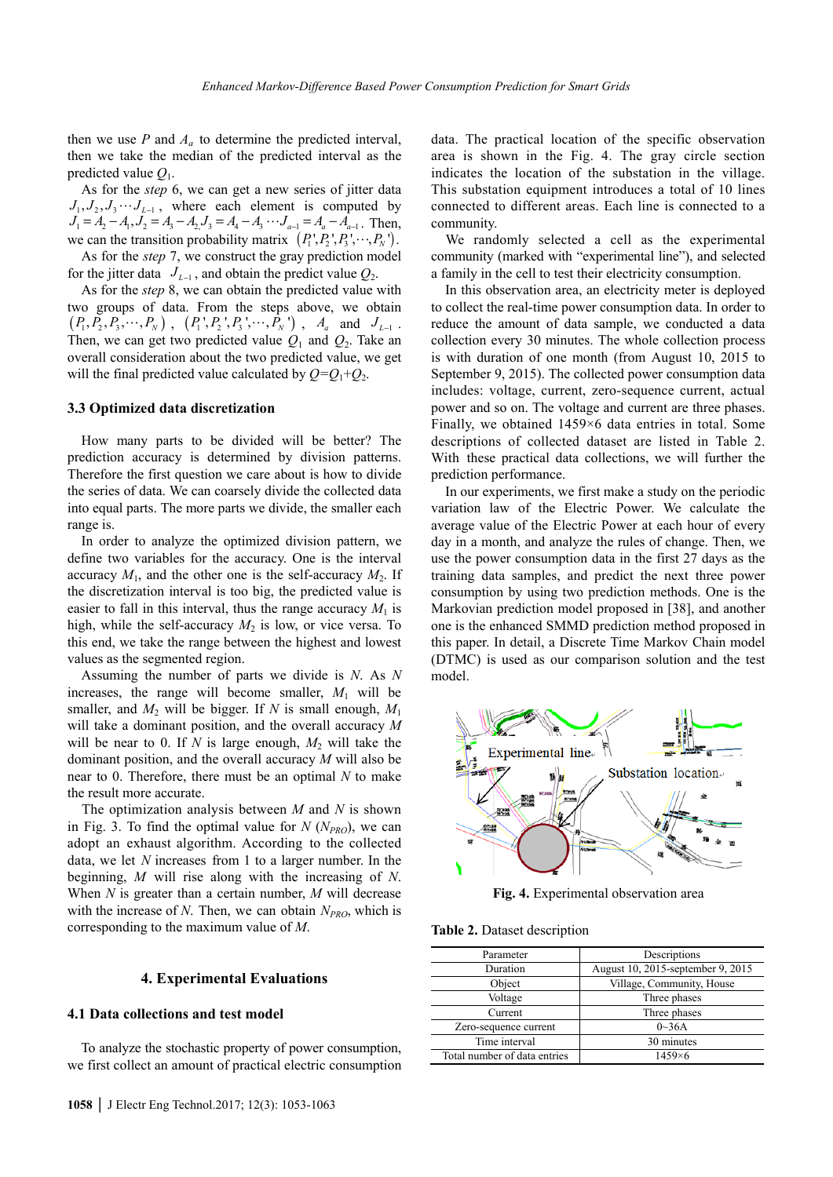then we use $P$ and $A_a$ to determine the predicted interval, then we take the median of the predicted interval as the predicted value $Q_1$.

As for the *step* 6, we can get a new series of jitter data $J_1, J_2, J_3 \cdots J_{L-1}$, where each element is computed by $J_1 = A_2 - A_1, J_2 = A_3 - A_2, J_3 = A_4 - A_3 \cdots J_{a-1} = A_a - A_{a-1}$. Then, we can the transition probability matrix $(P_1', P_2', P_3', \cdots, P_N')$.

As for the *step* 7, we construct the gray prediction model for the jitter data $J_{L-1}$, and obtain the predict value $Q_2$.

As for the *step* 8, we can obtain the predicted value with two groups of data. From the steps above, we obtain $(P_1, P_2, P_3, \cdots, P_N)$, $(P_1', P_2', P_3', \cdots, P_N')$, $A_a$ and $J_{L-1}$. Then, we can get two predicted value $Q_1$ and $Q_2$. Take an overall consideration about the two predicted value, we get will the final predicted value calculated by $Q$=$Q_1$+$Q_2$.

### 3.3 Optimized data discretization

How many parts to be divided will be better? The prediction accuracy is determined by division patterns. Therefore the first question we care about is how to divide the series of data. We can coarsely divide the collected data into equal parts. The more parts we divide, the smaller each range is.

In order to analyze the optimized division pattern, we define two variables for the accuracy. One is the interval accuracy $M_1$, and the other one is the self-accuracy $M_2$. If the discretization interval is too big, the predicted value is easier to fall in this interval, thus the range accuracy $M_1$ is high, while the self-accuracy $M_2$ is low, or vice versa. To this end, we take the range between the highest and lowest values as the segmented region.

Assuming the number of parts we divide is $N$. As $N$ increases, the range will become smaller, $M_1$ will be smaller, and $M_2$ will be bigger. If $N$ is small enough, $M_1$ will take a dominant position, and the overall accuracy $M$ will be near to 0. If $N$ is large enough, $M_2$ will take the dominant position, and the overall accuracy $M$ will also be near to 0. Therefore, there must be an optimal $N$ to make the result more accurate.

The optimization analysis between $M$ and $N$ is shown in Fig. 3. To find the optimal value for $N$ ($N_{PRO}$), we can adopt an exhaust algorithm. According to the collected data, we let $N$ increases from 1 to a larger number. In the beginning, $M$ will rise along with the increasing of $N$. When $N$ is greater than a certain number, $M$ will decrease with the increase of $N$. Then, we can obtain $N_{PRO}$, which is corresponding to the maximum value of $M$.

## 4. Experimental Evaluations

### 4.1 Data collections and test model

To analyze the stochastic property of power consumption, we first collect an amount of practical electric consumption data. The practical location of the specific observation area is shown in the Fig. 4. The gray circle section indicates the location of the substation in the village. This substation equipment introduces a total of 10 lines connected to different areas. Each line is connected to a community.

We randomly selected a cell as the experimental community (marked with "experimental line"), and selected a family in the cell to test their electricity consumption.

In this observation area, an electricity meter is deployed to collect the real-time power consumption data. In order to reduce the amount of data sample, we conducted a data collection every 30 minutes. The whole collection process is with duration of one month (from August 10, 2015 to September 9, 2015). The collected power consumption data includes: voltage, current, zero-sequence current, actual power and so on. The voltage and current are three phases. Finally, we obtained 1459×6 data entries in total. Some descriptions of collected dataset are listed in Table 2. With these practical data collections, we will further the prediction performance.

In our experiments, we first make a study on the periodic variation law of the Electric Power. We calculate the average value of the Electric Power at each hour of every day in a month, and analyze the rules of change. Then, we use the power consumption data in the first 27 days as the training data samples, and predict the next three power consumption by using two prediction methods. One is the Markovian prediction model proposed in [38], and another one is the enhanced SMMD prediction method proposed in this paper. In detail, a Discrete Time Markov Chain model (DTMC) is used as our comparison solution and the test model.

**Fig. 4.** Experimental observation area

**Table 2.** Dataset description

| Parameter | Descriptions |
|---|---|
| Duration | August 10, 2015-september 9, 2015 |
| Object | Village, Community, House |
| Voltage | Three phases |
| Current | Three phases |
| Zero-sequence current | 0~36A |
| Time interval | 30 minutes |
| Total number of data entries | 1459×6 |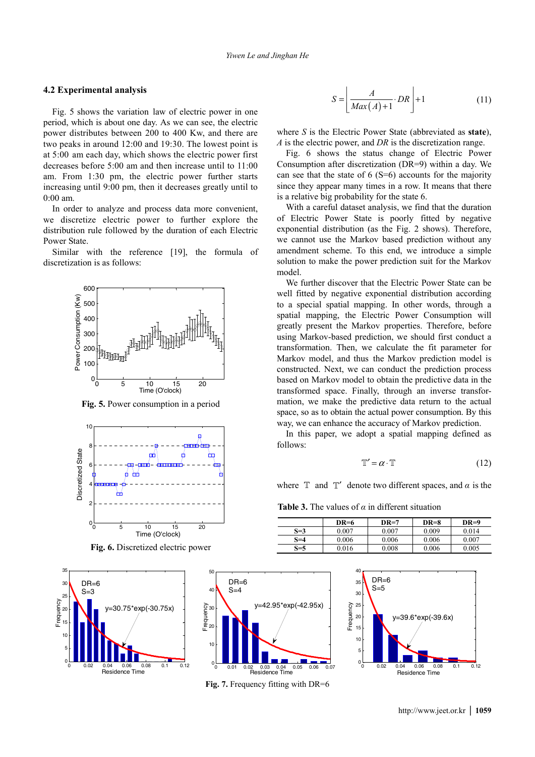### 4.2 Experimental analysis

Fig. 5 shows the variation law of electric power in one period, which is about one day. As we can see, the electric power distributes between 200 to 400 Kw, and there are two peaks in around 12:00 and 19:30. The lowest point is at 5:00 am each day, which shows the electric power first decreases before 5:00 am and then increase until to 11:00 am. From 1:30 pm, the electric power further starts increasing until 9:00 pm, then it decreases greatly until to 0:00 am.

In order to analyze and process data more convenient, we discretize electric power to further explore the distribution rule followed by the duration of each Electric Power State.

Similar with the reference [19], the formula of discretization is as follows:

$$S = \left\lfloor \frac{A}{Max(A)+1} \cdot DR \right\rfloor + 1 \tag{11}$$

where $S$ is the Electric Power State (abbreviated as **state**), $A$ is the electric power, and $DR$ is the discretization range.

Fig. 5. Power consumption in a period

Fig. 6. Discretized electric power

Fig. 6 shows the status change of Electric Power Consumption after discretization (DR=9) within a day. We can see that the state of 6 (S=6) accounts for the majority since they appear many times in a row. It means that there is a relative big probability for the state 6.

With a careful dataset analysis, we find that the duration of Electric Power State is poorly fitted by negative exponential distribution (as the Fig. 2 shows). Therefore, we cannot use the Markov based prediction without any amendment scheme. To this end, we introduce a simple solution to make the power prediction suit for the Markov model.

We further discover that the Electric Power State can be well fitted by negative exponential distribution according to a special spatial mapping. In other words, through a spatial mapping, the Electric Power Consumption will greatly present the Markov properties. Therefore, before using Markov-based prediction, we should first conduct a transformation. Then, we calculate the fit parameter for Markov model, and thus the Markov prediction model is constructed. Next, we can conduct the prediction process based on Markov model to obtain the predictive data in the transformed space. Finally, through an inverse transformation, we make the predictive data return to the actual space, so as to obtain the actual power consumption. By this way, we can enhance the accuracy of Markov prediction.

In this paper, we adopt a spatial mapping defined as follows:

$$\mathbb{T}' = \alpha \cdot \mathbb{T} \tag{12}$$

where $\mathbb{T}$ and $\mathbb{T}'$ denote two different spaces, and $\alpha$ is the

**Table 3.** The values of $\alpha$ in different situation

| | DR=6 | DR=7 | DR=8 | DR=9 |
|---|---|---|---|---|
| S=3 | 0.007 | 0.007 | 0.009 | 0.014 |
| S=4 | 0.006 | 0.006 | 0.006 | 0.007 |
| S=5 | 0.016 | 0.008 | 0.006 | 0.005 |

Fig. 7. Frequency fitting with DR=6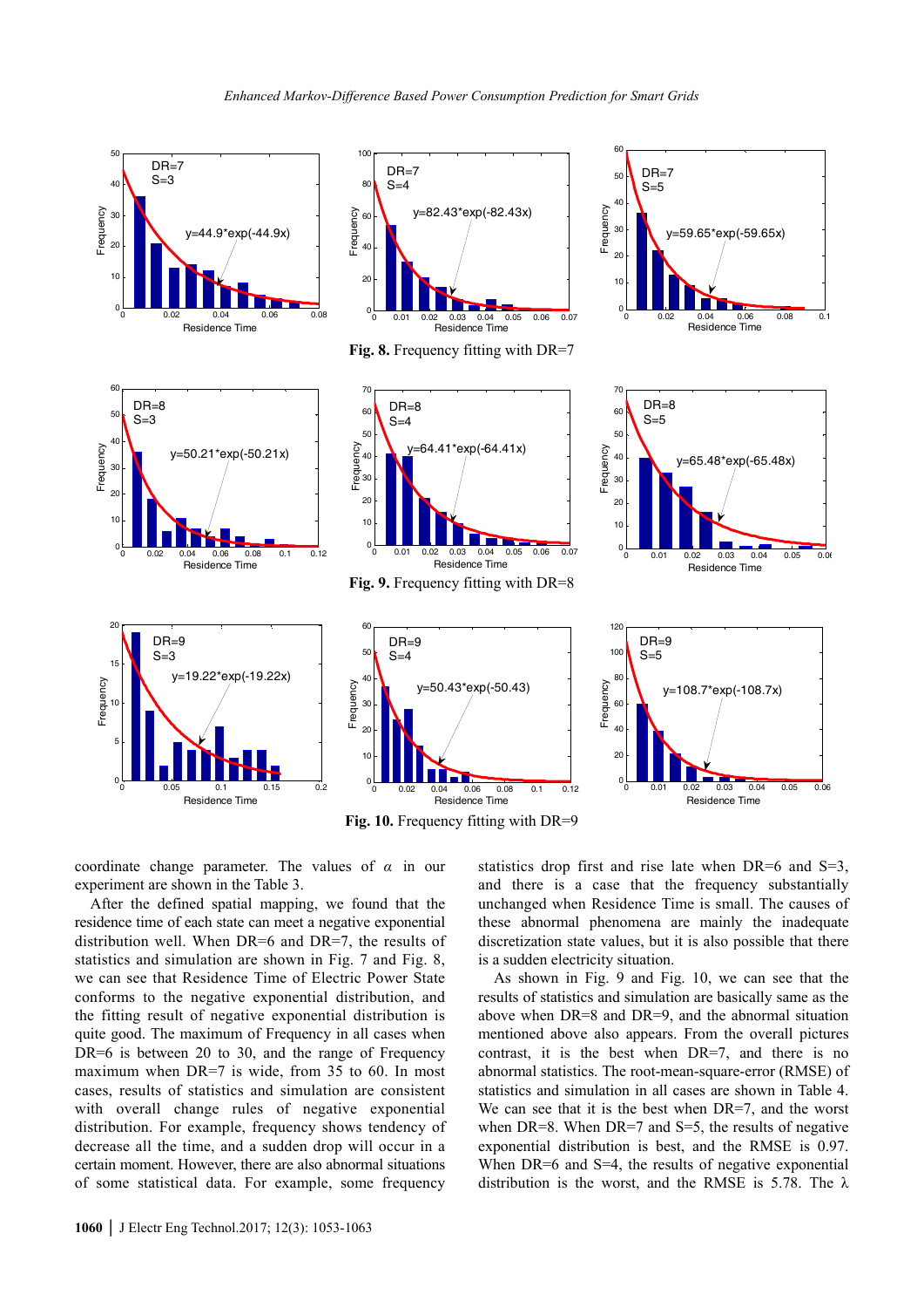**Fig. 8.** Frequency fitting with DR=7

**Fig. 9.** Frequency fitting with DR=8

**Fig. 10.** Frequency fitting with DR=9

coordinate change parameter. The values of $\alpha$ in our experiment are shown in the Table 3.

After the defined spatial mapping, we found that the residence time of each state can meet a negative exponential distribution well. When DR=6 and DR=7, the results of statistics and simulation are shown in Fig. 7 and Fig. 8, we can see that Residence Time of Electric Power State conforms to the negative exponential distribution, and the fitting result of negative exponential distribution is quite good. The maximum of Frequency in all cases when DR=6 is between 20 to 30, and the range of Frequency maximum when DR=7 is wide, from 35 to 60. In most cases, results of statistics and simulation are consistent with overall change rules of negative exponential distribution. For example, frequency shows tendency of decrease all the time, and a sudden drop will occur in a certain moment. However, there are also abnormal situations of some statistical data. For example, some frequency statistics drop first and rise late when DR=6 and S=3, and there is a case that the frequency substantially unchanged when Residence Time is small. The causes of these abnormal phenomena are mainly the inadequate discretization state values, but it is also possible that there is a sudden electricity situation.

As shown in Fig. 9 and Fig. 10, we can see that the results of statistics and simulation are basically same as the above when DR=8 and DR=9, and the abnormal situation mentioned above also appears. From the overall pictures contrast, it is the best when DR=7, and there is no abnormal statistics. The root-mean-square-error (RMSE) of statistics and simulation in all cases are shown in Table 4. We can see that it is the best when DR=7, and the worst when DR=8. When DR=7 and S=5, the results of negative exponential distribution is best, and the RMSE is 0.97. When DR=6 and S=4, the results of negative exponential distribution is the worst, and the RMSE is 5.78. The $\lambda$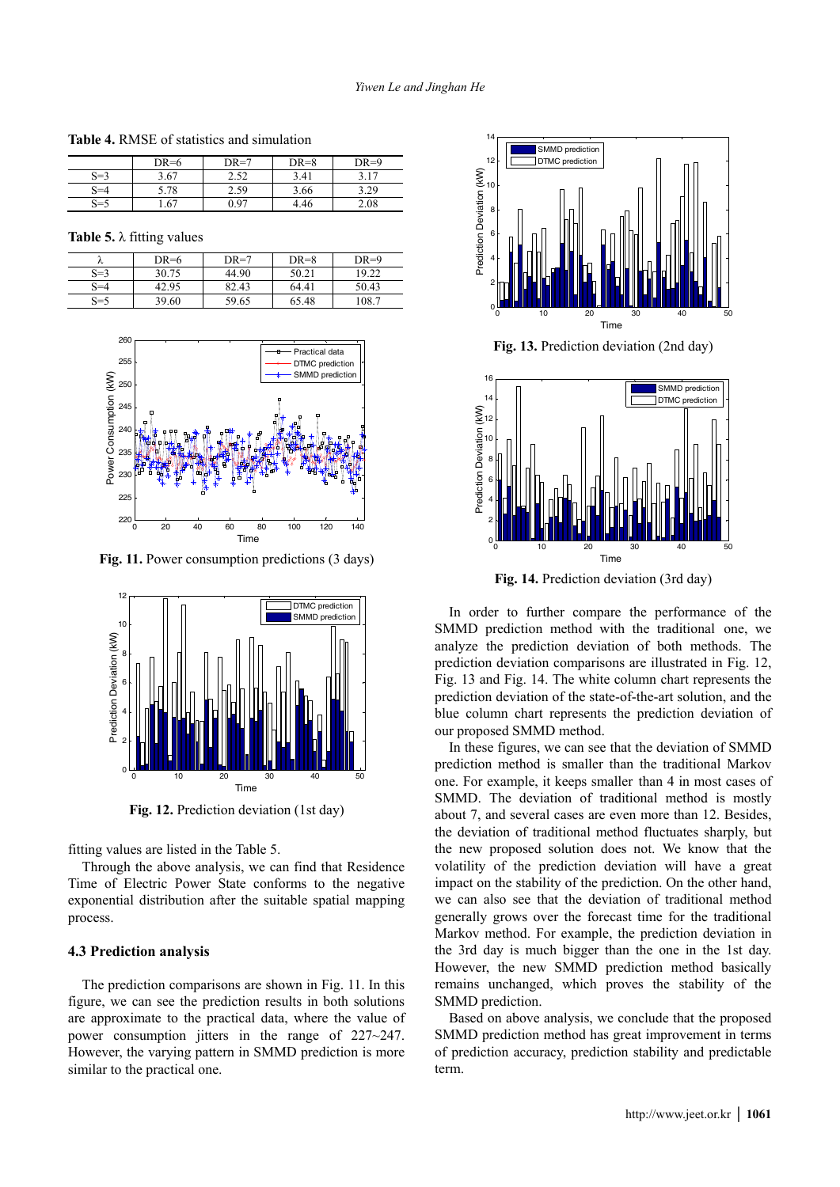**Table 4.** RMSE of statistics and simulation

| | DR=6 | DR=7 | DR=8 | DR=9 |
|---|---|---|---|---|
| S=3 | 3.67 | 2.52 | 3.41 | 3.17 |
| S=4 | 5.78 | 2.59 | 3.66 | 3.29 |
| S=5 | 1.67 | 0.97 | 4.46 | 2.08 |

**Table 5.** λ fitting values

| λ | DR=6 | DR=7 | DR=8 | DR=9 |
|---|---|---|---|---|
| S=3 | 30.75 | 44.90 | 50.21 | 19.22 |
| S=4 | 42.95 | 82.43 | 64.41 | 50.43 |
| S=5 | 39.60 | 59.65 | 65.48 | 108.7 |

**Fig. 11.** Power consumption predictions (3 days)

**Fig. 12.** Prediction deviation (1st day)

fitting values are listed in the Table 5.

Through the above analysis, we can find that Residence Time of Electric Power State conforms to the negative exponential distribution after the suitable spatial mapping process.

### 4.3 Prediction analysis

The prediction comparisons are shown in Fig. 11. In this figure, we can see the prediction results in both solutions are approximate to the practical data, where the value of power consumption jitters in the range of 227~247. However, the varying pattern in SMMD prediction is more similar to the practical one.

**Fig. 13.** Prediction deviation (2nd day)

**Fig. 14.** Prediction deviation (3rd day)

In order to further compare the performance of the SMMD prediction method with the traditional one, we analyze the prediction deviation of both methods. The prediction deviation comparisons are illustrated in Fig. 12, Fig. 13 and Fig. 14. The white column chart represents the prediction deviation of the state-of-the-art solution, and the blue column chart represents the prediction deviation of our proposed SMMD method.

In these figures, we can see that the deviation of SMMD prediction method is smaller than the traditional Markov one. For example, it keeps smaller than 4 in most cases of SMMD. The deviation of traditional method is mostly about 7, and several cases are even more than 12. Besides, the deviation of traditional method fluctuates sharply, but the new proposed solution does not. We know that the volatility of the prediction deviation will have a great impact on the stability of the prediction. On the other hand, we can also see that the deviation of traditional method generally grows over the forecast time for the traditional Markov method. For example, the prediction deviation in the 3rd day is much bigger than the one in the 1st day. However, the new SMMD prediction method basically remains unchanged, which proves the stability of the SMMD prediction.

Based on above analysis, we conclude that the proposed SMMD prediction method has great improvement in terms of prediction accuracy, prediction stability and predictable term.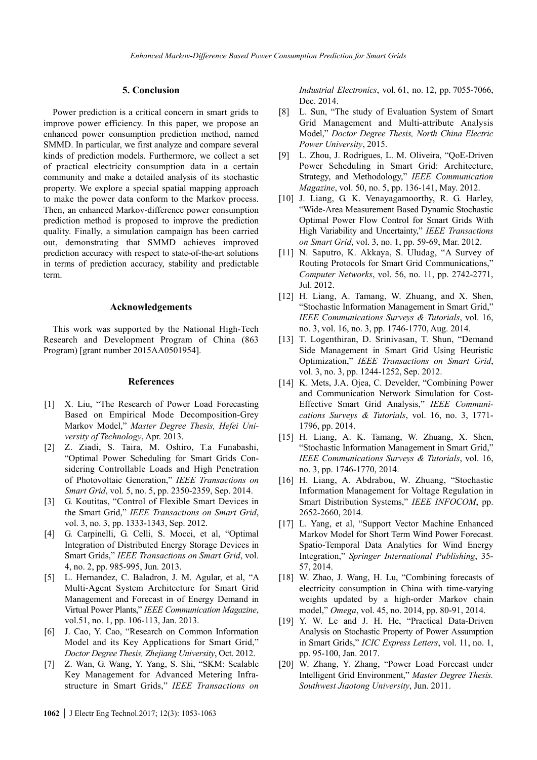## 5. Conclusion

Power prediction is a critical concern in smart grids to improve power efficiency. In this paper, we propose an enhanced power consumption prediction method, named SMMD. In particular, we first analyze and compare several kinds of prediction models. Furthermore, we collect a set of practical electricity consumption data in a certain community and make a detailed analysis of its stochastic property. We explore a special spatial mapping approach to make the power data conform to the Markov process. Then, an enhanced Markov-difference power consumption prediction method is proposed to improve the prediction quality. Finally, a simulation campaign has been carried out, demonstrating that SMMD achieves improved prediction accuracy with respect to state-of-the-art solutions in terms of prediction accuracy, stability and predictable term.

## Acknowledgements

This work was supported by the National High-Tech Research and Development Program of China (863 Program) [grant number 2015AA0501954].

## References

[1] X. Liu, "The Research of Power Load Forecasting Based on Empirical Mode Decomposition-Grey Markov Model," *Master Degree Thesis, Hefei University of Technology*, Apr. 2013.

[2] Z. Ziadi, S. Taira, M. Oshiro, T.a Funabashi, "Optimal Power Scheduling for Smart Grids Considering Controllable Loads and High Penetration of Photovoltaic Generation," *IEEE Transactions on Smart Grid*, vol. 5, no. 5, pp. 2350-2359, Sep. 2014.

[3] G. Koutitas, "Control of Flexible Smart Devices in the Smart Grid," *IEEE Transactions on Smart Grid*, vol. 3, no. 3, pp. 1333-1343, Sep. 2012.

[4] G. Carpinelli, G. Celli, S. Mocci, et al, "Optimal Integration of Distributed Energy Storage Devices in Smart Grids," *IEEE Transactions on Smart Grid*, vol. 4, no. 2, pp. 985-995, Jun. 2013.

[5] L. Hernandez, C. Baladron, J. M. Agular, et al, "A Multi-Agent System Architecture for Smart Grid Management and Forecast in of Energy Demand in Virtual Power Plants," *IEEE Communication Magazine*, vol.51, no. 1, pp. 106-113, Jan. 2013.

[6] J. Cao, Y. Cao, "Research on Common Information Model and its Key Applications for Smart Grid," *Doctor Degree Thesis, Zhejiang University*, Oct. 2012.

[7] Z. Wan, G. Wang, Y. Yang, S. Shi, "SKM: Scalable Key Management for Advanced Metering Infrastructure in Smart Grids," *IEEE Transactions on Industrial Electronics*, vol. 61, no. 12, pp. 7055-7066, Dec. 2014.

[8] L. Sun, "The study of Evaluation System of Smart Grid Management and Multi-attribute Analysis Model," *Doctor Degree Thesis, North China Electric Power University*, 2015.

[9] L. Zhou, J. Rodrigues, L. M. Oliveira, "QoE-Driven Power Scheduling in Smart Grid: Architecture, Strategy, and Methodology," *IEEE Communication Magazine*, vol. 50, no. 5, pp. 136-141, May. 2012.

[10] J. Liang, G. K. Venayagamoorthy, R. G. Harley, "Wide-Area Measurement Based Dynamic Stochastic Optimal Power Flow Control for Smart Grids With High Variability and Uncertainty," *IEEE Transactions on Smart Grid*, vol. 3, no. 1, pp. 59-69, Mar. 2012.

[11] N. Saputro, K. Akkaya, S. Uludag, "A Survey of Routing Protocols for Smart Grid Communications," *Computer Networks*, vol. 56, no. 11, pp. 2742-2771, Jul. 2012.

[12] H. Liang, A. Tamang, W. Zhuang, and X. Shen, "Stochastic Information Management in Smart Grid," *IEEE Communications Surveys & Tutorials*, vol. 16, no. 3, vol. 16, no. 3, pp. 1746-1770, Aug. 2014.

[13] T. Logenthiran, D. Srinivasan, T. Shun, "Demand Side Management in Smart Grid Using Heuristic Optimization," *IEEE Transactions on Smart Grid*, vol. 3, no. 3, pp. 1244-1252, Sep. 2012.

[14] K. Mets, J.A. Ojea, C. Develder, "Combining Power and Communication Network Simulation for Cost-Effective Smart Grid Analysis," *IEEE Communications Surveys & Tutorials*, vol. 16, no. 3, 1771-1796, pp. 2014.

[15] H. Liang, A. K. Tamang, W. Zhuang, X. Shen, "Stochastic Information Management in Smart Grid," *IEEE Communications Surveys & Tutorials*, vol. 16, no. 3, pp. 1746-1770, 2014.

[16] H. Liang, A. Abdrabou, W. Zhuang, "Stochastic Information Management for Voltage Regulation in Smart Distribution Systems," *IEEE INFOCOM*, pp. 2652-2660, 2014.

[17] L. Yang, et al, "Support Vector Machine Enhanced Markov Model for Short Term Wind Power Forecast. Spatio-Temporal Data Analytics for Wind Energy Integration," *Springer International Publishing*, 35-57, 2014.

[18] W. Zhao, J. Wang, H. Lu, "Combining forecasts of electricity consumption in China with time-varying weights updated by a high-order Markov chain model," *Omega*, vol. 45, no. 2014, pp. 80-91, 2014.

[19] Y. W. Le and J. H. He, "Practical Data-Driven Analysis on Stochastic Property of Power Assumption in Smart Grids," *ICIC Express Letters*, vol. 11, no. 1, pp. 95-100, Jan. 2017.

[20] W. Zhang, Y. Zhang, "Power Load Forecast under Intelligent Grid Environment," *Master Degree Thesis. Southwest Jiaotong University*, Jun. 2011.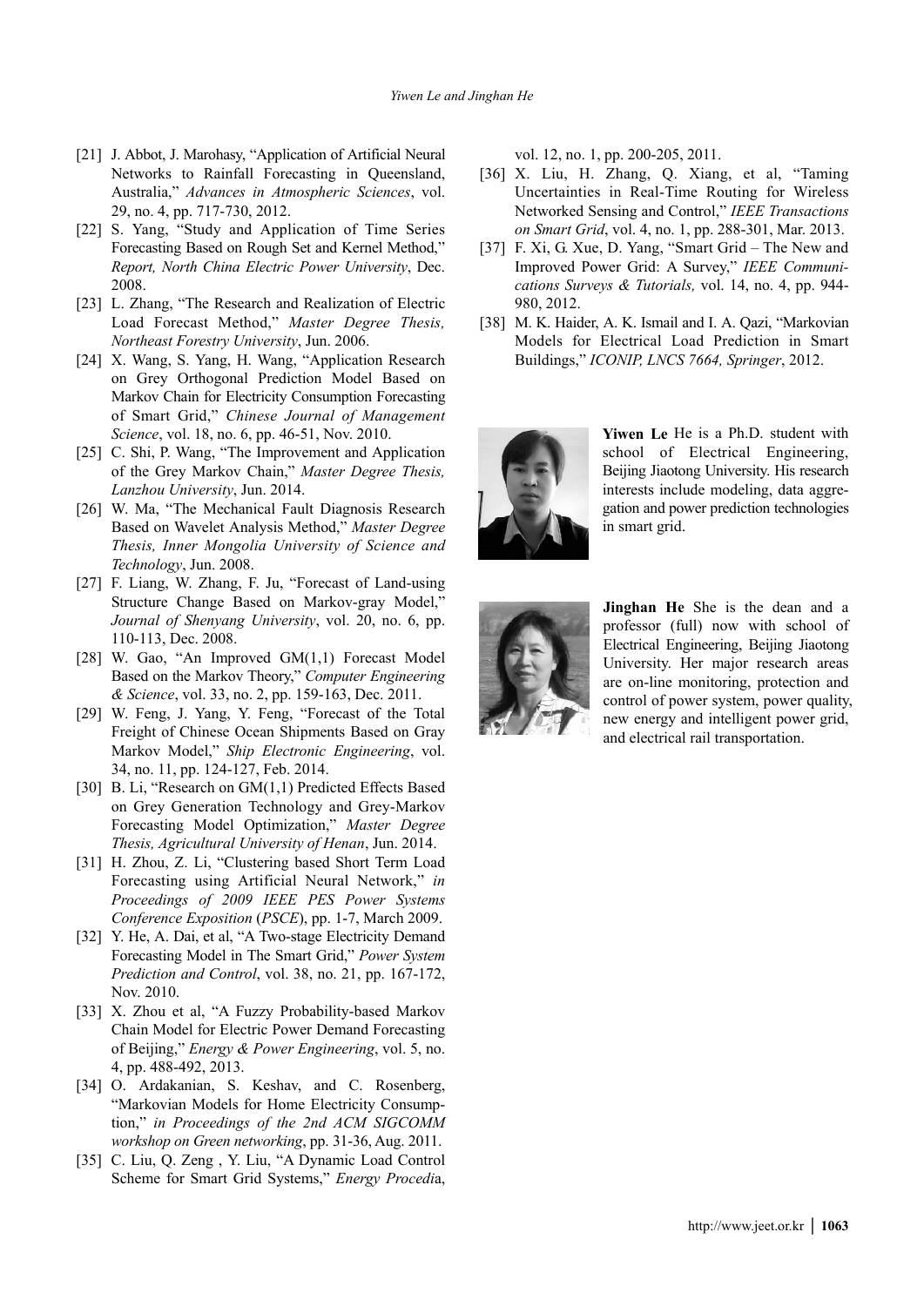[21] J. Abbot, J. Marohasy, "Application of Artificial Neural Networks to Rainfall Forecasting in Queensland, Australia," *Advances in Atmospheric Sciences*, vol. 29, no. 4, pp. 717-730, 2012.

[22] S. Yang, "Study and Application of Time Series Forecasting Based on Rough Set and Kernel Method," *Report, North China Electric Power University*, Dec. 2008.

[23] L. Zhang, "The Research and Realization of Electric Load Forecast Method," *Master Degree Thesis, Northeast Forestry University*, Jun. 2006.

[24] X. Wang, S. Yang, H. Wang, "Application Research on Grey Orthogonal Prediction Model Based on Markov Chain for Electricity Consumption Forecasting of Smart Grid," *Chinese Journal of Management Science*, vol. 18, no. 6, pp. 46-51, Nov. 2010.

[25] C. Shi, P. Wang, "The Improvement and Application of the Grey Markov Chain," *Master Degree Thesis, Lanzhou University*, Jun. 2014.

[26] W. Ma, "The Mechanical Fault Diagnosis Research Based on Wavelet Analysis Method," *Master Degree Thesis, Inner Mongolia University of Science and Technology*, Jun. 2008.

[27] F. Liang, W. Zhang, F. Ju, "Forecast of Land-using Structure Change Based on Markov-gray Model," *Journal of Shenyang University*, vol. 20, no. 6, pp. 110-113, Dec. 2008.

[28] W. Gao, "An Improved GM(1,1) Forecast Model Based on the Markov Theory," *Computer Engineering & Science*, vol. 33, no. 2, pp. 159-163, Dec. 2011.

[29] W. Feng, J. Yang, Y. Feng, "Forecast of the Total Freight of Chinese Ocean Shipments Based on Gray Markov Model," *Ship Electronic Engineering*, vol. 34, no. 11, pp. 124-127, Feb. 2014.

[30] B. Li, "Research on GM(1,1) Predicted Effects Based on Grey Generation Technology and Grey-Markov Forecasting Model Optimization," *Master Degree Thesis, Agricultural University of Henan*, Jun. 2014.

[31] H. Zhou, Z. Li, "Clustering based Short Term Load Forecasting using Artificial Neural Network," *in Proceedings of 2009 IEEE PES Power Systems Conference Exposition* (*PSCE*), pp. 1-7, March 2009.

[32] Y. He, A. Dai, et al, "A Two-stage Electricity Demand Forecasting Model in The Smart Grid," *Power System Prediction and Control*, vol. 38, no. 21, pp. 167-172, Nov. 2010.

[33] X. Zhou et al, "A Fuzzy Probability-based Markov Chain Model for Electric Power Demand Forecasting of Beijing," *Energy & Power Engineering*, vol. 5, no. 4, pp. 488-492, 2013.

[34] O. Ardakanian, S. Keshav, and C. Rosenberg, "Markovian Models for Home Electricity Consumption," *in Proceedings of the 2nd ACM SIGCOMM workshop on Green networking*, pp. 31-36, Aug. 2011.

[35] C. Liu, Q. Zeng , Y. Liu, "A Dynamic Load Control Scheme for Smart Grid Systems," *Energy Procedia*, vol. 12, no. 1, pp. 200-205, 2011.

[36] X. Liu, H. Zhang, Q. Xiang, et al, "Taming Uncertainties in Real-Time Routing for Wireless Networked Sensing and Control," *IEEE Transactions on Smart Grid*, vol. 4, no. 1, pp. 288-301, Mar. 2013.

[37] F. Xi, G. Xue, D. Yang, "Smart Grid – The New and Improved Power Grid: A Survey," *IEEE Communications Surveys & Tutorials,* vol. 14, no. 4, pp. 944-980, 2012.

[38] M. K. Haider, A. K. Ismail and I. A. Qazi, "Markovian Models for Electrical Load Prediction in Smart Buildings," *ICONIP, LNCS 7664, Springer*, 2012.

**Yiwen Le** He is a Ph.D. student with school of Electrical Engineering, Beijing Jiaotong University. His research interests include modeling, data aggregation and power prediction technologies in smart grid.

**Jinghan He** She is the dean and a professor (full) now with school of Electrical Engineering, Beijing Jiaotong University. Her major research areas are on-line monitoring, protection and control of power system, power quality, new energy and intelligent power grid, and electrical rail transportation.